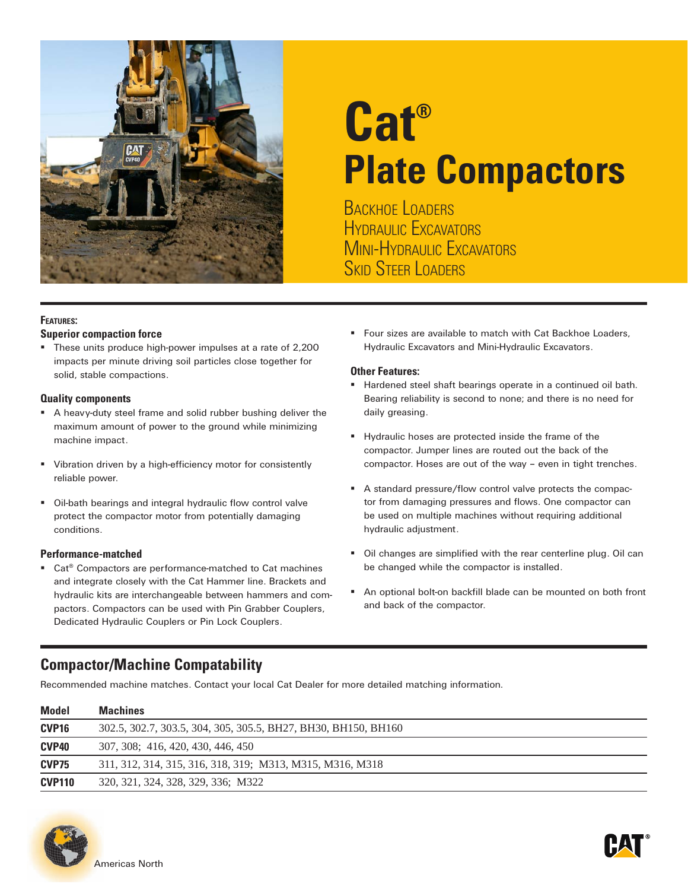# Cat®
# Plate Compactors

BACKHOE LOADERS
HYDRAULIC EXCAVATORS
MINI-HYDRAULIC EXCAVATORS
SKID STEER LOADERS

**FEATURES:**

### Superior compaction force

- These units produce high-power impulses at a rate of 2,200 impacts per minute driving soil particles close together for solid, stable compactions.

### Quality components

- A heavy-duty steel frame and solid rubber bushing deliver the maximum amount of power to the ground while minimizing machine impact.
- Vibration driven by a high-efficiency motor for consistently reliable power.
- Oil-bath bearings and integral hydraulic flow control valve protect the compactor motor from potentially damaging conditions.

### Performance-matched

- Cat® Compactors are performance-matched to Cat machines and integrate closely with the Cat Hammer line. Brackets and hydraulic kits are interchangeable between hammers and compactors. Compactors can be used with Pin Grabber Couplers, Dedicated Hydraulic Couplers or Pin Lock Couplers.
- Four sizes are available to match with Cat Backhoe Loaders, Hydraulic Excavators and Mini-Hydraulic Excavators.

### Other Features:

- Hardened steel shaft bearings operate in a continued oil bath. Bearing reliability is second to none; and there is no need for daily greasing.
- Hydraulic hoses are protected inside the frame of the compactor. Jumper lines are routed out the back of the compactor. Hoses are out of the way – even in tight trenches.
- A standard pressure/flow control valve protects the compactor from damaging pressures and flows. One compactor can be used on multiple machines without requiring additional hydraulic adjustment.
- Oil changes are simplified with the rear centerline plug. Oil can be changed while the compactor is installed.
- An optional bolt-on backfill blade can be mounted on both front and back of the compactor.

## Compactor/Machine Compatability

Recommended machine matches. Contact your local Cat Dealer for more detailed matching information.

| Model | Machines |
|---|---|
| **CVP16** | 302.5, 302.7, 303.5, 304, 305, 305.5, BH27, BH30, BH150, BH160 |
| **CVP40** | 307, 308; 416, 420, 430, 446, 450 |
| **CVP75** | 311, 312, 314, 315, 316, 318, 319; M313, M315, M316, M318 |
| **CVP110** | 320, 321, 324, 328, 329, 336; M322 |

Americas North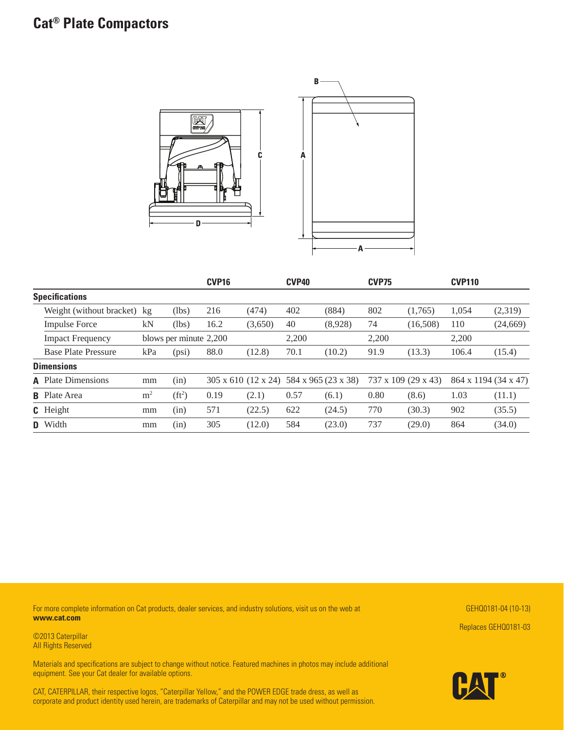# Cat® Plate Compactors

B

C

A

D

A

| | | | CVP16 | | CVP40 | | CVP75 | | CVP110 | |
|---|---|---|---|---|---|---|---|---|---|---|
| **Specifications** | | | | | | | | | | |
| Weight (without bracket) | kg | (lbs) | 216 | (474) | 402 | (884) | 802 | (1,765) | 1,054 | (2,319) |
| Impulse Force | kN | (lbs) | 16.2 | (3,650) | 40 | (8,928) | 74 | (16,508) | 110 | (24,669) |
| Impact Frequency | blows per minute | | 2,200 | | 2,200 | | 2,200 | | 2,200 | |
| Base Plate Pressure | kPa | (psi) | 88.0 | (12.8) | 70.1 | (10.2) | 91.9 | (13.3) | 106.4 | (15.4) |
| **Dimensions** | | | | | | | | | | |
| **A** Plate Dimensions | mm | (in) | 305 x 610 | (12 x 24) | 584 x 965 | (23 x 38) | 737 x 109 | (29 x 43) | 864 x 1194 | (34 x 47) |
| **B** Plate Area | $m^2$ | ($ft^2$) | 0.19 | (2.1) | 0.57 | (6.1) | 0.80 | (8.6) | 1.03 | (11.1) |
| **C** Height | mm | (in) | 571 | (22.5) | 622 | (24.5) | 770 | (30.3) | 902 | (35.5) |
| **D** Width | mm | (in) | 305 | (12.0) | 584 | (23.0) | 737 | (29.0) | 864 | (34.0) |

For more complete information on Cat products, dealer services, and industry solutions, visit us on the web at **www.cat.com**

©2013 Caterpillar
All Rights Reserved

Materials and specifications are subject to change without notice. Featured machines in photos may include additional equipment. See your Cat dealer for available options.

CAT, CATERPILLAR, their respective logos, "Caterpillar Yellow," and the POWER EDGE trade dress, as well as corporate and product identity used herein, are trademarks of Caterpillar and may not be used without permission.

GEHQ0181-04 (10-13)

Replaces GEHQ0181-03